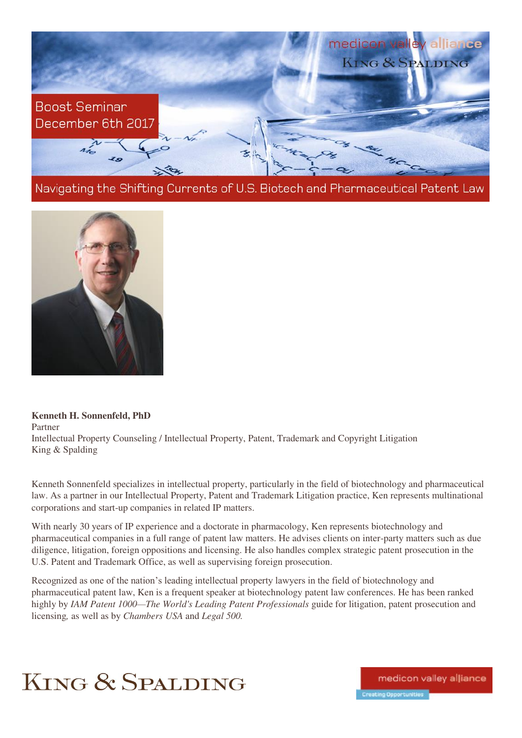medicon valley alliance

KING & SPALDING

Boost Seminar
December 6th 2017

# Navigating the Shifting Currents of U.S. Biotech and Pharmaceutical Patent Law

**Kenneth H. Sonnenfeld, PhD**
Partner
Intellectual Property Counseling / Intellectual Property, Patent, Trademark and Copyright Litigation
King & Spalding

Kenneth Sonnenfeld specializes in intellectual property, particularly in the field of biotechnology and pharmaceutical law. As a partner in our Intellectual Property, Patent and Trademark Litigation practice, Ken represents multinational corporations and start-up companies in related IP matters.

With nearly 30 years of IP experience and a doctorate in pharmacology, Ken represents biotechnology and pharmaceutical companies in a full range of patent law matters. He advises clients on inter-party matters such as due diligence, litigation, foreign oppositions and licensing. He also handles complex strategic patent prosecution in the U.S. Patent and Trademark Office, as well as supervising foreign prosecution.

Recognized as one of the nation's leading intellectual property lawyers in the field of biotechnology and pharmaceutical patent law, Ken is a frequent speaker at biotechnology patent law conferences. He has been ranked highly by *IAM Patent 1000—The World's Leading Patent Professionals* guide for litigation, patent prosecution and licensing, as well as by *Chambers USA* and *Legal 500.*

KING & SPALDING

medicon valley alliance
Creating Opportunities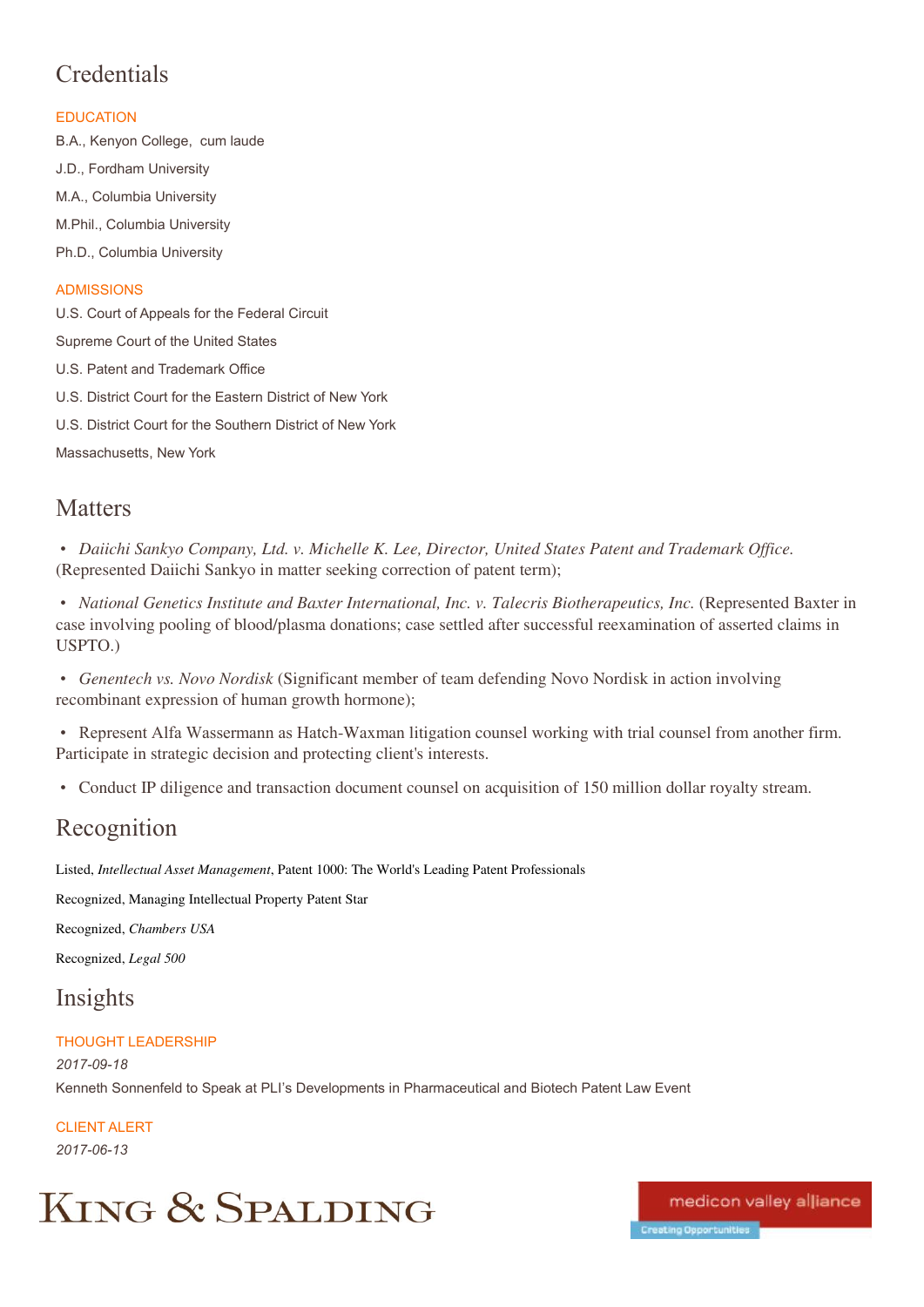## Credentials

### EDUCATION

B.A., Kenyon College, cum laude

J.D., Fordham University

M.A., Columbia University

M.Phil., Columbia University

Ph.D., Columbia University

### ADMISSIONS

U.S. Court of Appeals for the Federal Circuit

Supreme Court of the United States

U.S. Patent and Trademark Office

U.S. District Court for the Eastern District of New York

U.S. District Court for the Southern District of New York

Massachusetts, New York

## Matters

- *Daiichi Sankyo Company, Ltd. v. Michelle K. Lee, Director, United States Patent and Trademark Office.* (Represented Daiichi Sankyo in matter seeking correction of patent term);
- *National Genetics Institute and Baxter International, Inc. v. Talecris Biotherapeutics, Inc.* (Represented Baxter in case involving pooling of blood/plasma donations; case settled after successful reexamination of asserted claims in USPTO.)
- *Genentech vs. Novo Nordisk* (Significant member of team defending Novo Nordisk in action involving recombinant expression of human growth hormone);
- Represent Alfa Wassermann as Hatch-Waxman litigation counsel working with trial counsel from another firm. Participate in strategic decision and protecting client's interests.
- Conduct IP diligence and transaction document counsel on acquisition of 150 million dollar royalty stream.

## Recognition

Listed, *Intellectual Asset Management*, Patent 1000: The World's Leading Patent Professionals

Recognized, Managing Intellectual Property Patent Star

Recognized, *Chambers USA*

Recognized, *Legal 500*

## Insights

### THOUGHT LEADERSHIP

*2017-09-18*

Kenneth Sonnenfeld to Speak at PLI's Developments in Pharmaceutical and Biotech Patent Law Event

### CLIENT ALERT

*2017-06-13*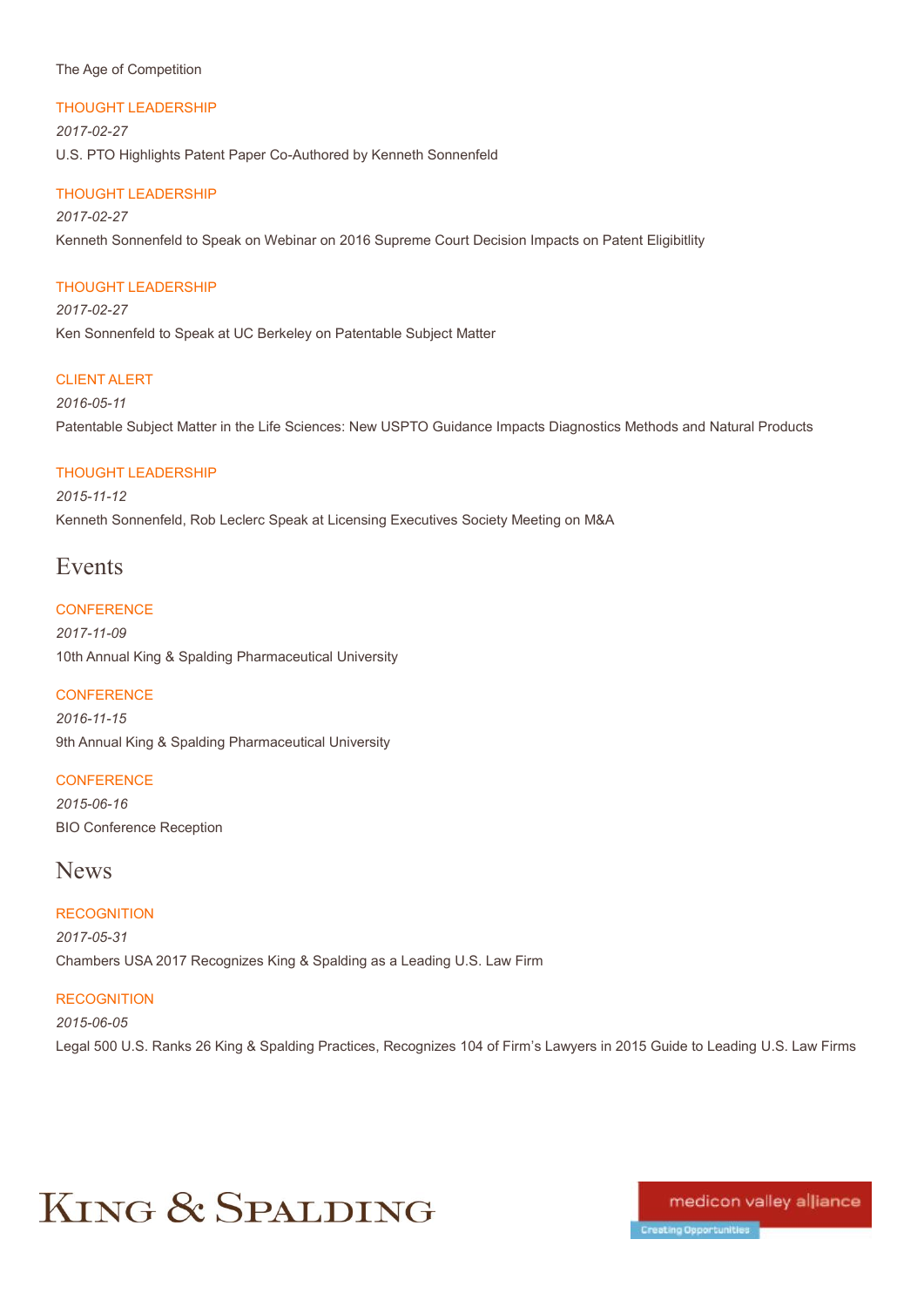The Age of Competition

THOUGHT LEADERSHIP

*2017-02-27*

U.S. PTO Highlights Patent Paper Co-Authored by Kenneth Sonnenfeld

THOUGHT LEADERSHIP

*2017-02-27*

Kenneth Sonnenfeld to Speak on Webinar on 2016 Supreme Court Decision Impacts on Patent Eligibitlity

THOUGHT LEADERSHIP

*2017-02-27*

Ken Sonnenfeld to Speak at UC Berkeley on Patentable Subject Matter

CLIENT ALERT

*2016-05-11*

Patentable Subject Matter in the Life Sciences: New USPTO Guidance Impacts Diagnostics Methods and Natural Products

THOUGHT LEADERSHIP

*2015-11-12*

Kenneth Sonnenfeld, Rob Leclerc Speak at Licensing Executives Society Meeting on M&A

## Events

CONFERENCE

*2017-11-09*

10th Annual King & Spalding Pharmaceutical University

CONFERENCE

*2016-11-15*

9th Annual King & Spalding Pharmaceutical University

CONFERENCE

*2015-06-16*

BIO Conference Reception

## News

RECOGNITION

*2017-05-31*

Chambers USA 2017 Recognizes King & Spalding as a Leading U.S. Law Firm

RECOGNITION

*2015-06-05*

Legal 500 U.S. Ranks 26 King & Spalding Practices, Recognizes 104 of Firm's Lawyers in 2015 Guide to Leading U.S. Law Firms

King & Spalding

medicon valley alliance

Creating Opportunities